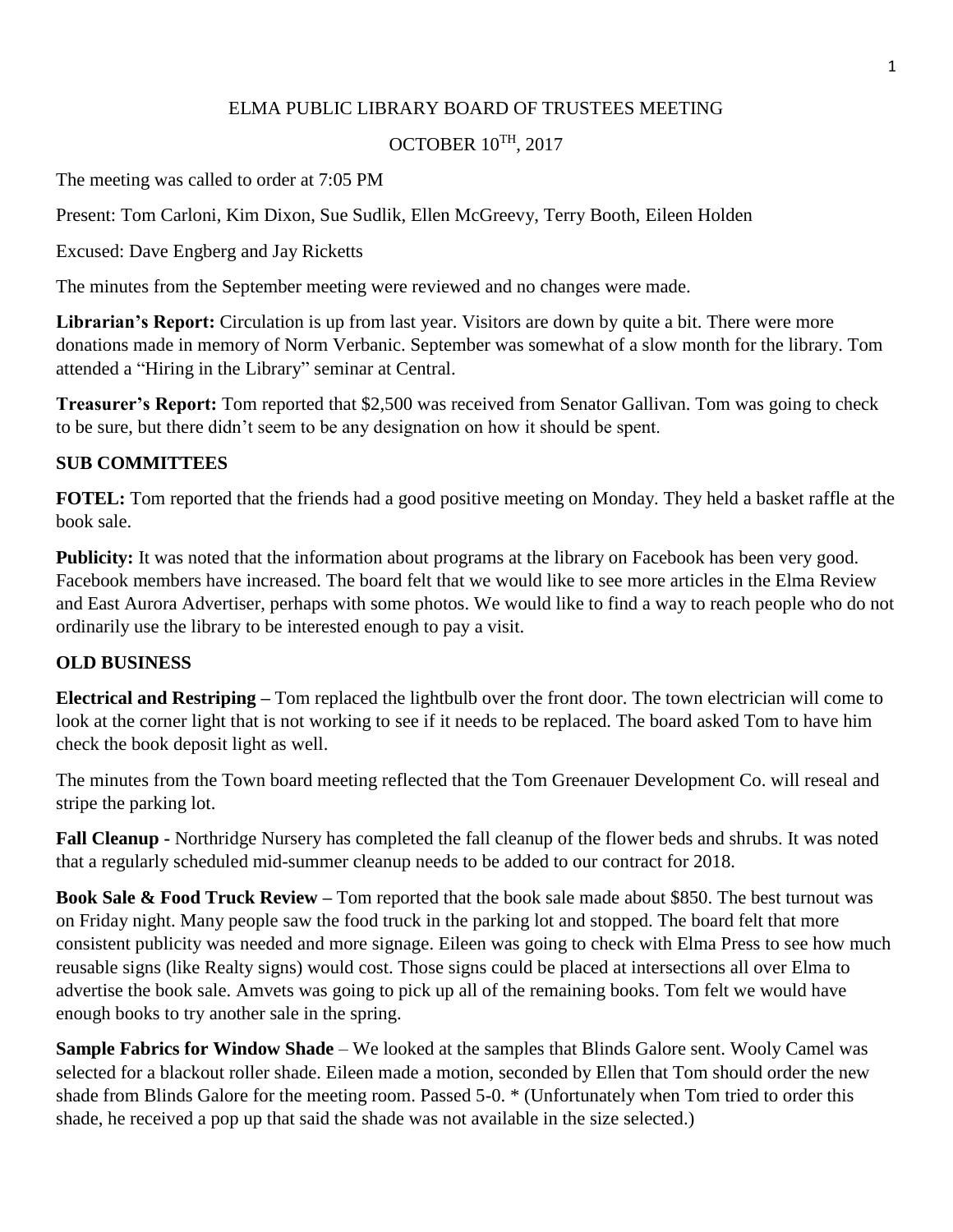# ELMA PUBLIC LIBRARY BOARD OF TRUSTEES MEETING

## OCTOBER 10TH, 2017

The meeting was called to order at 7:05 PM

Present: Tom Carloni, Kim Dixon, Sue Sudlik, Ellen McGreevy, Terry Booth, Eileen Holden

Excused: Dave Engberg and Jay Ricketts

The minutes from the September meeting were reviewed and no changes were made.

**Librarian's Report:** Circulation is up from last year. Visitors are down by quite a bit. There were more donations made in memory of Norm Verbanic. September was somewhat of a slow month for the library. Tom attended a "Hiring in the Library" seminar at Central.

**Treasurer's Report:** Tom reported that $2,500 was received from Senator Gallivan. Tom was going to check to be sure, but there didn't seem to be any designation on how it should be spent.

### SUB COMMITTEES

**FOTEL:** Tom reported that the friends had a good positive meeting on Monday. They held a basket raffle at the book sale.

**Publicity:** It was noted that the information about programs at the library on Facebook has been very good. Facebook members have increased. The board felt that we would like to see more articles in the Elma Review and East Aurora Advertiser, perhaps with some photos. We would like to find a way to reach people who do not ordinarily use the library to be interested enough to pay a visit.

### OLD BUSINESS

**Electrical and Restriping –** Tom replaced the lightbulb over the front door. The town electrician will come to look at the corner light that is not working to see if it needs to be replaced. The board asked Tom to have him check the book deposit light as well.

The minutes from the Town board meeting reflected that the Tom Greenauer Development Co. will reseal and stripe the parking lot.

**Fall Cleanup -** Northridge Nursery has completed the fall cleanup of the flower beds and shrubs. It was noted that a regularly scheduled mid-summer cleanup needs to be added to our contract for 2018.

**Book Sale & Food Truck Review –** Tom reported that the book sale made about $850. The best turnout was on Friday night. Many people saw the food truck in the parking lot and stopped. The board felt that more consistent publicity was needed and more signage. Eileen was going to check with Elma Press to see how much reusable signs (like Realty signs) would cost. Those signs could be placed at intersections all over Elma to advertise the book sale. Amvets was going to pick up all of the remaining books. Tom felt we would have enough books to try another sale in the spring.

**Sample Fabrics for Window Shade** – We looked at the samples that Blinds Galore sent. Wooly Camel was selected for a blackout roller shade. Eileen made a motion, seconded by Ellen that Tom should order the new shade from Blinds Galore for the meeting room. Passed 5-0. * (Unfortunately when Tom tried to order this shade, he received a pop up that said the shade was not available in the size selected.)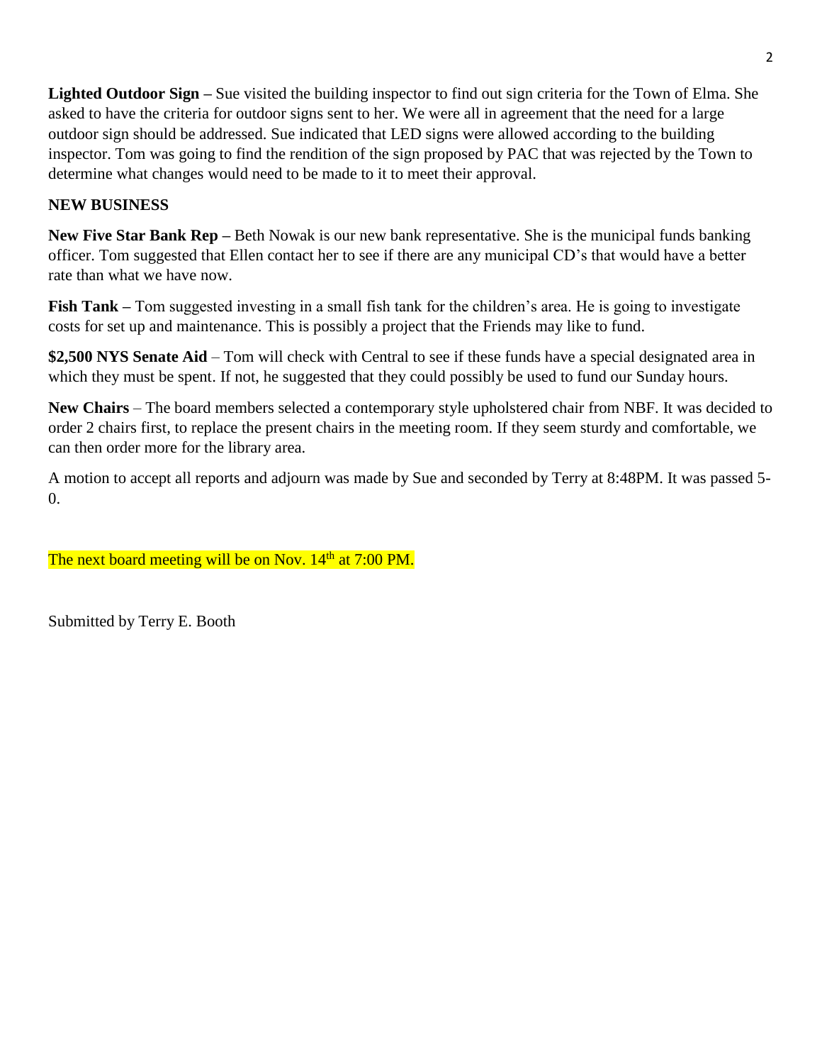**Lighted Outdoor Sign –** Sue visited the building inspector to find out sign criteria for the Town of Elma. She asked to have the criteria for outdoor signs sent to her. We were all in agreement that the need for a large outdoor sign should be addressed. Sue indicated that LED signs were allowed according to the building inspector. Tom was going to find the rendition of the sign proposed by PAC that was rejected by the Town to determine what changes would need to be made to it to meet their approval.

**NEW BUSINESS**

**New Five Star Bank Rep –** Beth Nowak is our new bank representative. She is the municipal funds banking officer. Tom suggested that Ellen contact her to see if there are any municipal CD's that would have a better rate than what we have now.

**Fish Tank –** Tom suggested investing in a small fish tank for the children's area. He is going to investigate costs for set up and maintenance. This is possibly a project that the Friends may like to fund.

**$2,500 NYS Senate Aid** – Tom will check with Central to see if these funds have a special designated area in which they must be spent. If not, he suggested that they could possibly be used to fund our Sunday hours.

**New Chairs** – The board members selected a contemporary style upholstered chair from NBF. It was decided to order 2 chairs first, to replace the present chairs in the meeting room. If they seem sturdy and comfortable, we can then order more for the library area.

A motion to accept all reports and adjourn was made by Sue and seconded by Terry at 8:48PM. It was passed 5-0.

The next board meeting will be on Nov. 14th at 7:00 PM.

Submitted by Terry E. Booth